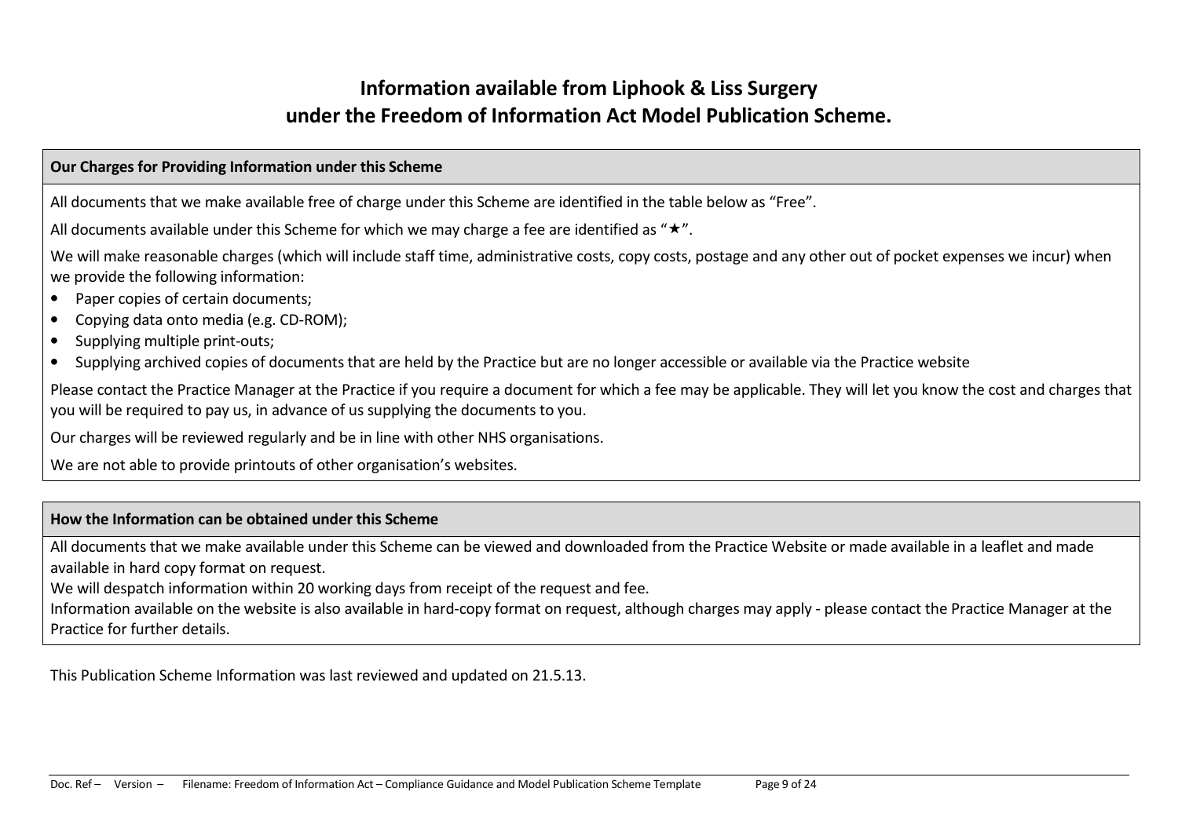# Information available from Liphook & Liss Surgery under the Freedom of Information Act Model Publication Scheme.

## Our Charges for Providing Information under this Scheme

All documents that we make available free of charge under this Scheme are identified in the table below as "Free".

All documents available under this Scheme for which we may charge a fee are identified as "★".

We will make reasonable charges (which will include staff time, administrative costs, copy costs, postage and any other out of pocket expenses we incur) when we provide the following information:

- Paper copies of certain documents;
- Copying data onto media (e.g. CD-ROM);
- Supplying multiple print-outs;
- Supplying archived copies of documents that are held by the Practice but are no longer accessible or available via the Practice website

Please contact the Practice Manager at the Practice if you require a document for which a fee may be applicable. They will let you know the cost and charges that you will be required to pay us, in advance of us supplying the documents to you.

Our charges will be reviewed regularly and be in line with other NHS organisations.

We are not able to provide printouts of other organisation's websites.

## How the Information can be obtained under this Scheme

All documents that we make available under this Scheme can be viewed and downloaded from the Practice Website or made available in a leaflet and made available in hard copy format on request.

We will despatch information within 20 working days from receipt of the request and fee.

Information available on the website is also available in hard-copy format on request, although charges may apply - please contact the Practice Manager at the Practice for further details.

This Publication Scheme Information was last reviewed and updated on 21.5.13.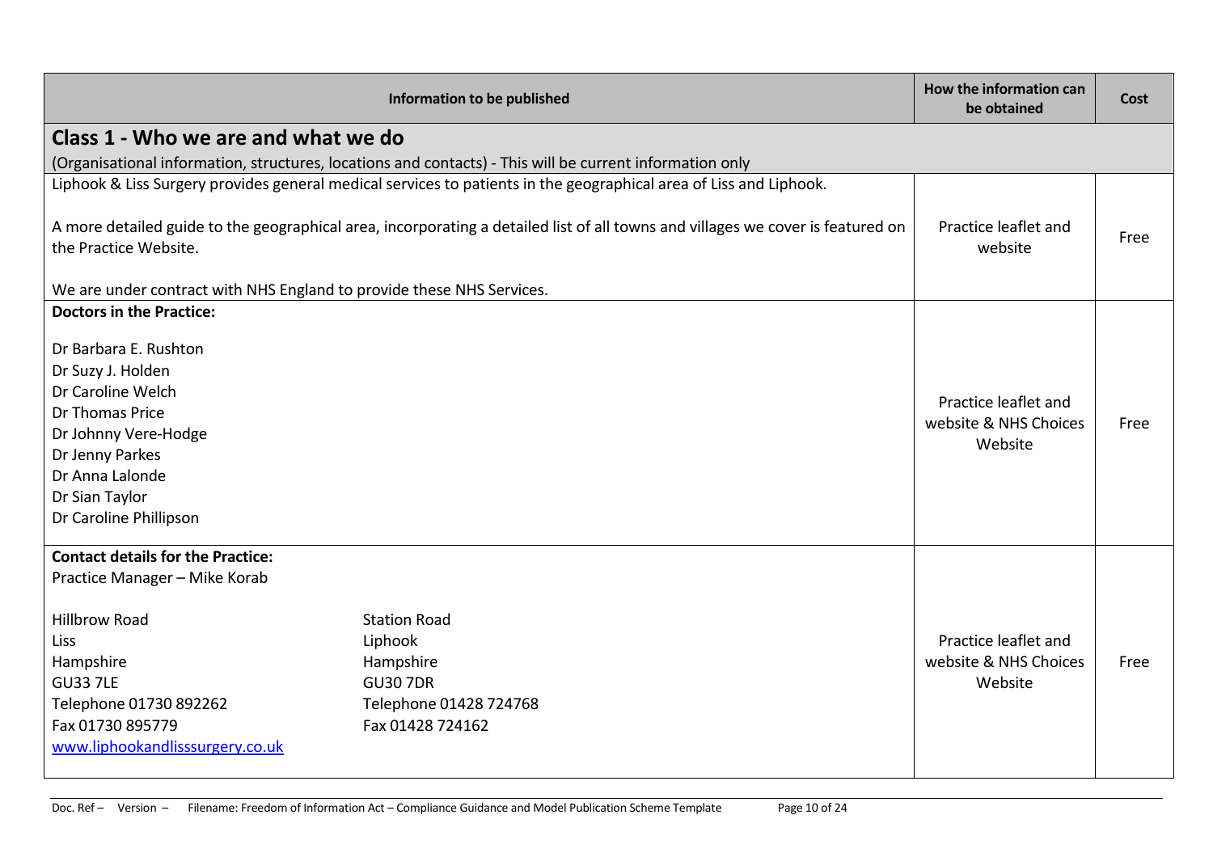| Information to be published | How the information can be obtained | Cost |
|---|---|---|
| **Class 1 - Who we are and what we do**<br>(Organisational information, structures, locations and contacts) - This will be current information only | | |
| Liphook & Liss Surgery provides general medical services to patients in the geographical area of Liss and Liphook.<br><br>A more detailed guide to the geographical area, incorporating a detailed list of all towns and villages we cover is featured on the Practice Website.<br><br>We are under contract with NHS England to provide these NHS Services. | Practice leaflet and website | Free |
| **Doctors in the Practice:**<br><br>Dr Barbara E. Rushton<br>Dr Suzy J. Holden<br>Dr Caroline Welch<br>Dr Thomas Price<br>Dr Johnny Vere-Hodge<br>Dr Jenny Parkes<br>Dr Anna Lalonde<br>Dr Sian Taylor<br>Dr Caroline Phillipson | Practice leaflet and website & NHS Choices Website | Free |
| **Contact details for the Practice:**<br>Practice Manager – Mike Korab<br><br>Hillbrow Road<br>Liss<br>Hampshire<br>GU33 7LE<br>Telephone 01730 892262<br>Fax 01730 895779<br>www.liphookandlisssurgery.co.uk<br><br>Station Road<br>Liphook<br>Hampshire<br>GU30 7DR<br>Telephone 01428 724768<br>Fax 01428 724162 | Practice leaflet and website & NHS Choices Website | Free |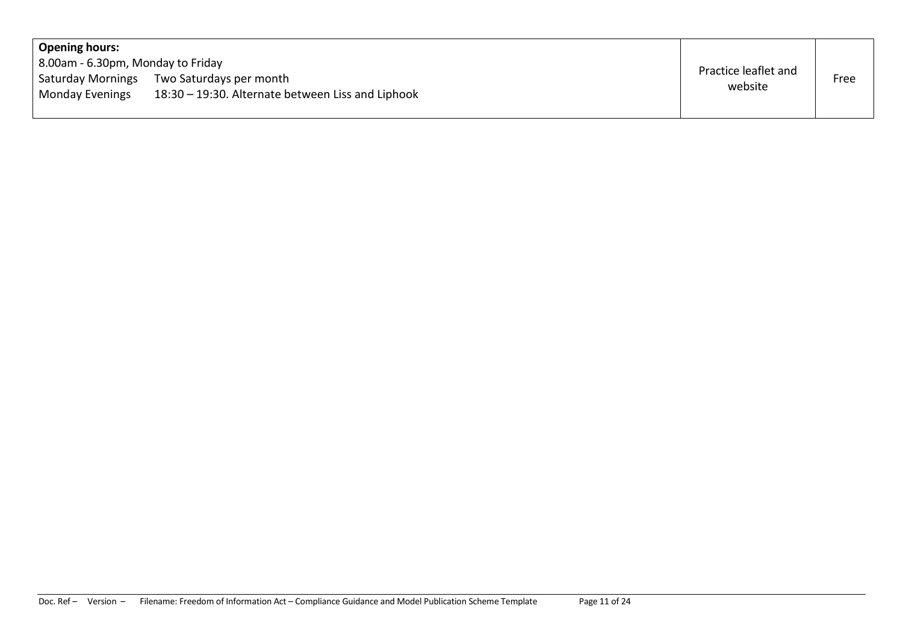| **Opening hours:**<br>8.00am - 6.30pm, Monday to Friday<br>Saturday Mornings Two Saturdays per month<br>Monday Evenings 18:30 – 19:30. Alternate between Liss and Liphook | Practice leaflet and website | Free |
| --- | --- | --- |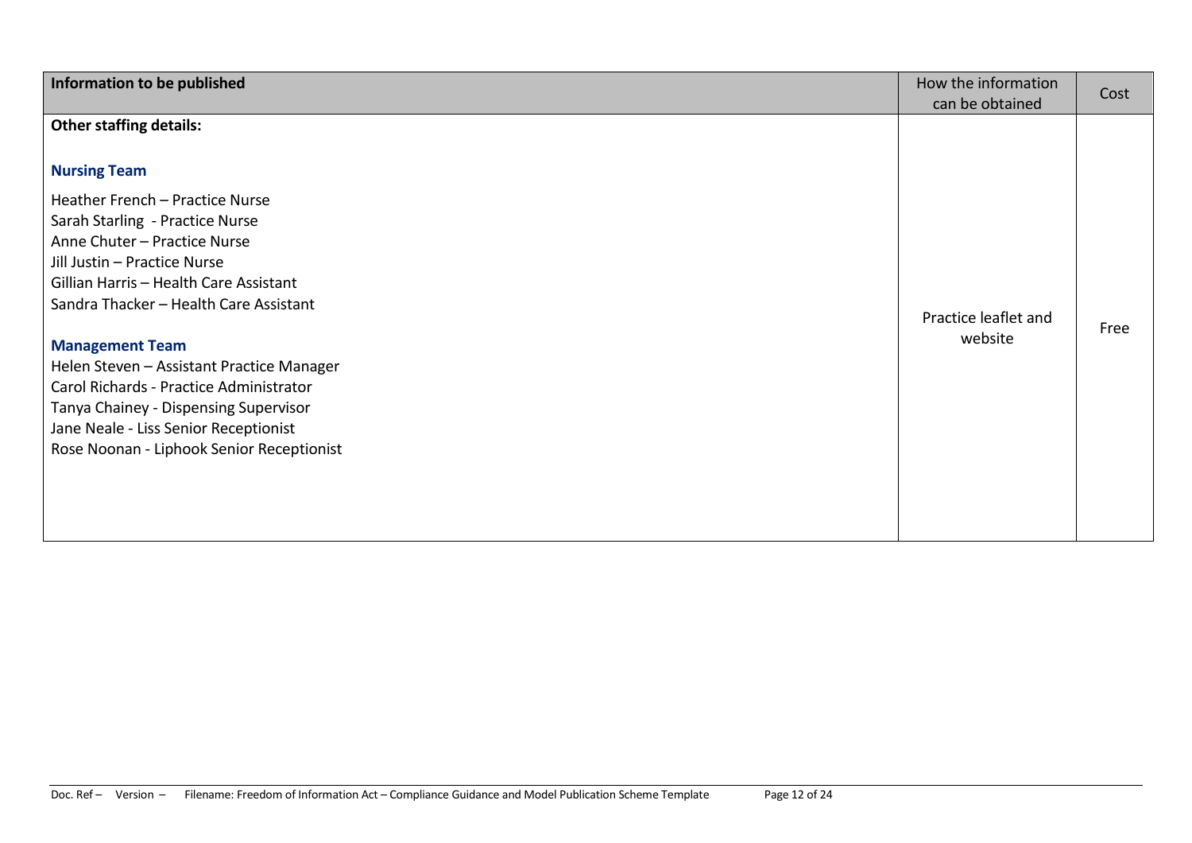| Information to be published | How the information can be obtained | Cost |
|---|---|---|
| **Other staffing details:**<br><br>**Nursing Team**<br>Heather French – Practice Nurse<br>Sarah Starling - Practice Nurse<br>Anne Chuter – Practice Nurse<br>Jill Justin – Practice Nurse<br>Gillian Harris – Health Care Assistant<br>Sandra Thacker – Health Care Assistant<br><br>**Management Team**<br>Helen Steven – Assistant Practice Manager<br>Carol Richards - Practice Administrator<br>Tanya Chainey - Dispensing Supervisor<br>Jane Neale - Liss Senior Receptionist<br>Rose Noonan - Liphook Senior Receptionist | Practice leaflet and website | Free |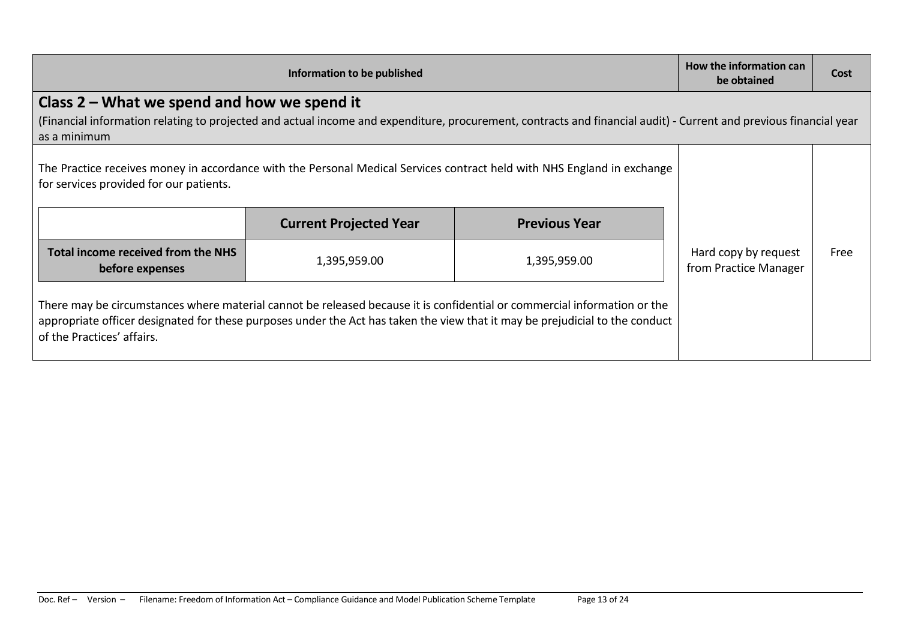| Information to be published | How the information can be obtained | Cost |
|---|---|---|

## Class 2 – What we spend and how we spend it

(Financial information relating to projected and actual income and expenditure, procurement, contracts and financial audit) - Current and previous financial year as a minimum

The Practice receives money in accordance with the Personal Medical Services contract held with NHS England in exchange for services provided for our patients.

| | Current Projected Year | Previous Year |
|---|---|---|
| **Total income received from the NHS before expenses** | 1,395,959.00 | 1,395,959.00 |

There may be circumstances where material cannot be released because it is confidential or commercial information or the appropriate officer designated for these purposes under the Act has taken the view that it may be prejudicial to the conduct of the Practices' affairs.

How the information can be obtained: Hard copy by request from Practice Manager

Cost: Free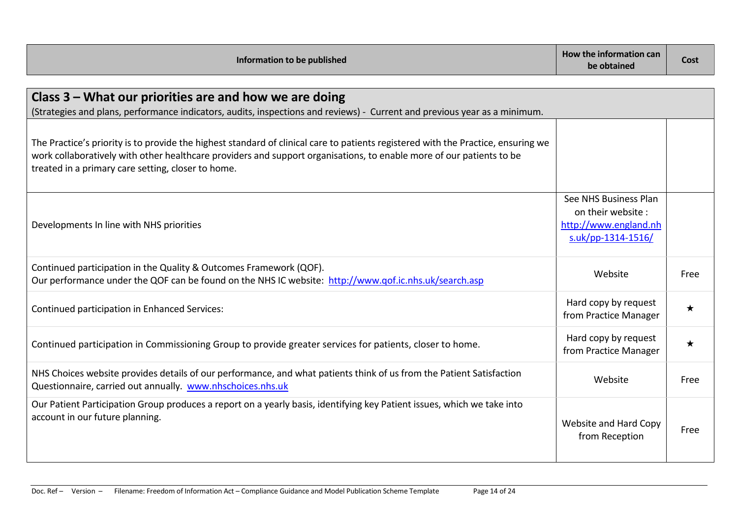| Information to be published | How the information can be obtained | Cost |
|---|---|---|
| **Class 3 – What our priorities are and how we are doing** (Strategies and plans, performance indicators, audits, inspections and reviews) - Current and previous year as a minimum. | | |
| The Practice's priority is to provide the highest standard of clinical care to patients registered with the Practice, ensuring we work collaboratively with other healthcare providers and support organisations, to enable more of our patients to be treated in a primary care setting, closer to home. | | |
| Developments In line with NHS priorities | See NHS Business Plan on their website : http://www.england.nhs.uk/pp-1314-1516/ | |
| Continued participation in the Quality & Outcomes Framework (QOF). Our performance under the QOF can be found on the NHS IC website: http://www.qof.ic.nhs.uk/search.asp | Website | Free |
| Continued participation in Enhanced Services: | Hard copy by request from Practice Manager | ★ |
| Continued participation in Commissioning Group to provide greater services for patients, closer to home. | Hard copy by request from Practice Manager | ★ |
| NHS Choices website provides details of our performance, and what patients think of us from the Patient Satisfaction Questionnaire, carried out annually. www.nhschoices.nhs.uk | Website | Free |
| Our Patient Participation Group produces a report on a yearly basis, identifying key Patient issues, which we take into account in our future planning. | Website and Hard Copy from Reception | Free |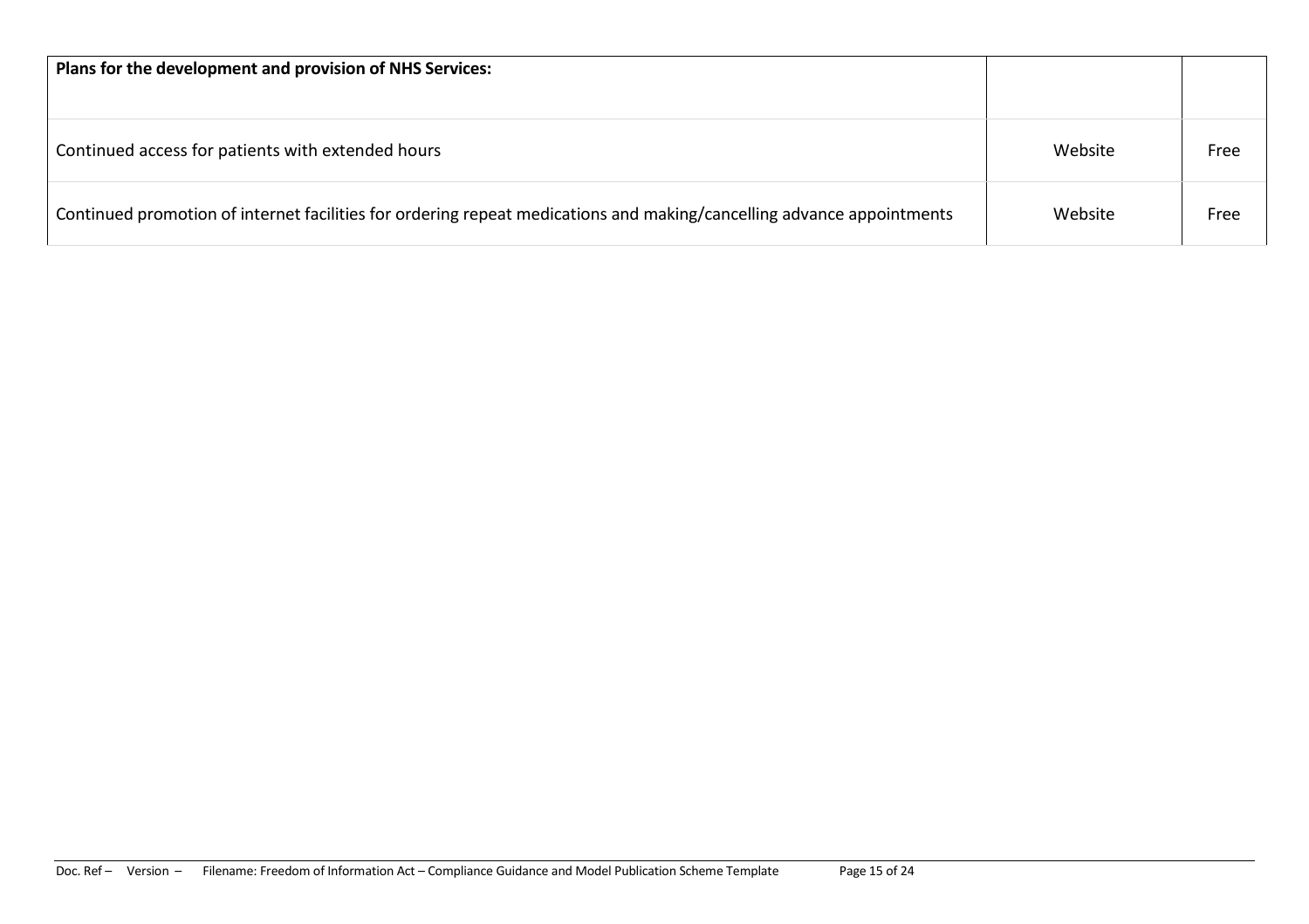| Plans for the development and provision of NHS Services: | | |
| --- | --- | --- |
| Continued access for patients with extended hours | Website | Free |
| Continued promotion of internet facilities for ordering repeat medications and making/cancelling advance appointments | Website | Free |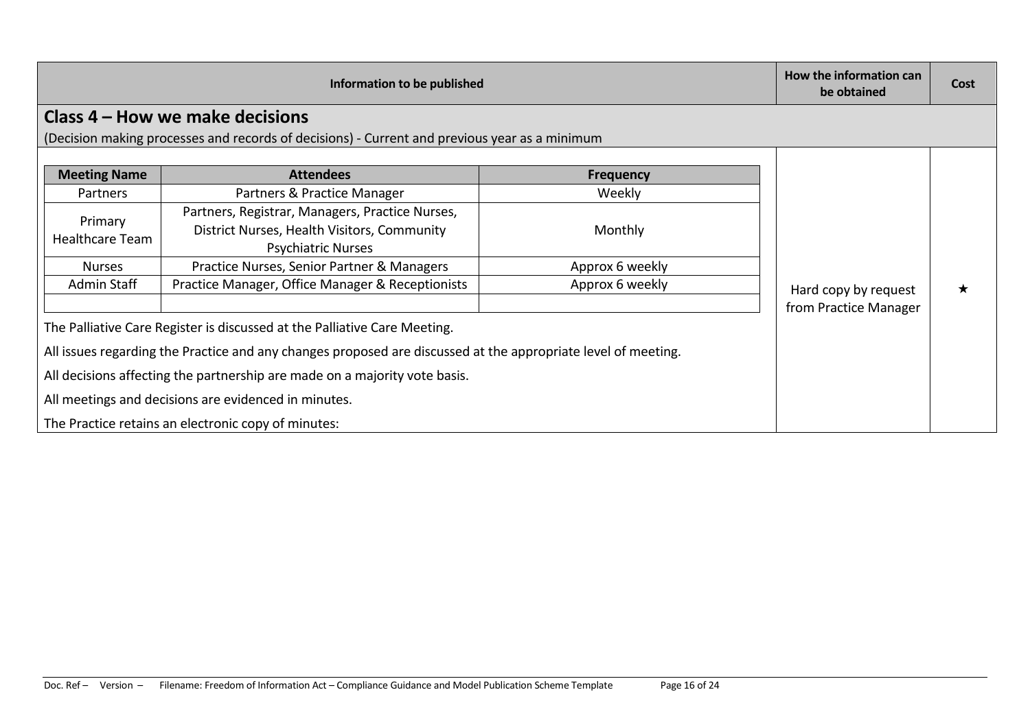| Information to be published | How the information can be obtained | Cost |
|---|---|---|

## Class 4 – How we make decisions

(Decision making processes and records of decisions) - Current and previous year as a minimum

| Meeting Name | Attendees | Frequency |
|---|---|---|
| Partners | Partners & Practice Manager | Weekly |
| Primary Healthcare Team | Partners, Registrar, Managers, Practice Nurses, District Nurses, Health Visitors, Community Psychiatric Nurses | Monthly |
| Nurses | Practice Nurses, Senior Partner & Managers | Approx 6 weekly |
| Admin Staff | Practice Manager, Office Manager & Receptionists | Approx 6 weekly |
| | | |

The Palliative Care Register is discussed at the Palliative Care Meeting.

All issues regarding the Practice and any changes proposed are discussed at the appropriate level of meeting.

All decisions affecting the partnership are made on a majority vote basis.

All meetings and decisions are evidenced in minutes.

The Practice retains an electronic copy of minutes:

How the information can be obtained: Hard copy by request from Practice Manager

Cost: ★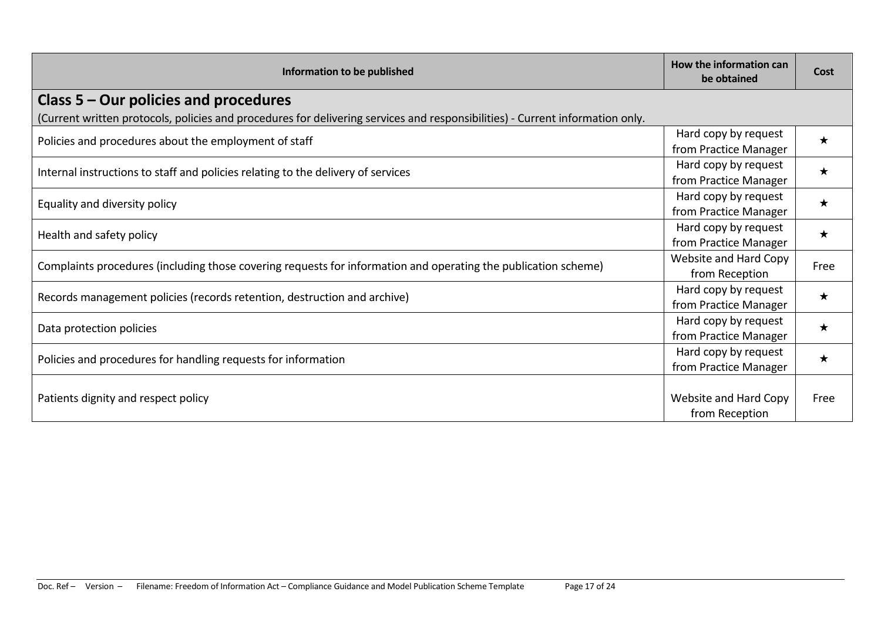| Information to be published | How the information can be obtained | Cost |
|---|---|---|
| **Class 5 – Our policies and procedures** (Current written protocols, policies and procedures for delivering services and responsibilities) - Current information only. | | |
| Policies and procedures about the employment of staff | Hard copy by request from Practice Manager | ★ |
| Internal instructions to staff and policies relating to the delivery of services | Hard copy by request from Practice Manager | ★ |
| Equality and diversity policy | Hard copy by request from Practice Manager | ★ |
| Health and safety policy | Hard copy by request from Practice Manager | ★ |
| Complaints procedures (including those covering requests for information and operating the publication scheme) | Website and Hard Copy from Reception | Free |
| Records management policies (records retention, destruction and archive) | Hard copy by request from Practice Manager | ★ |
| Data protection policies | Hard copy by request from Practice Manager | ★ |
| Policies and procedures for handling requests for information | Hard copy by request from Practice Manager | ★ |
| Patients dignity and respect policy | Website and Hard Copy from Reception | Free |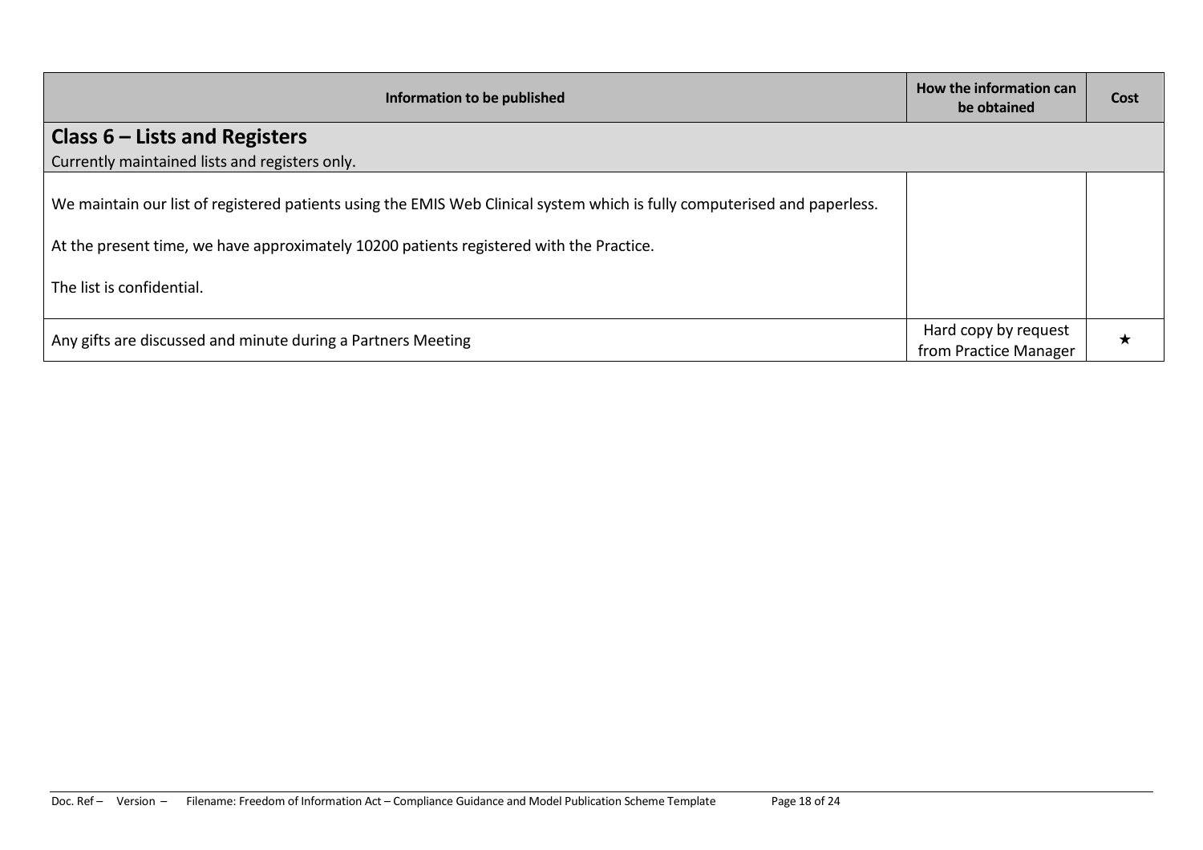| Information to be published | How the information can be obtained | Cost |
| --- | --- | --- |
| **Class 6 – Lists and Registers**<br>Currently maintained lists and registers only. | | |
| We maintain our list of registered patients using the EMIS Web Clinical system which is fully computerised and paperless.<br><br>At the present time, we have approximately 10200 patients registered with the Practice.<br><br>The list is confidential. | | |
| Any gifts are discussed and minute during a Partners Meeting | Hard copy by request from Practice Manager | ★ |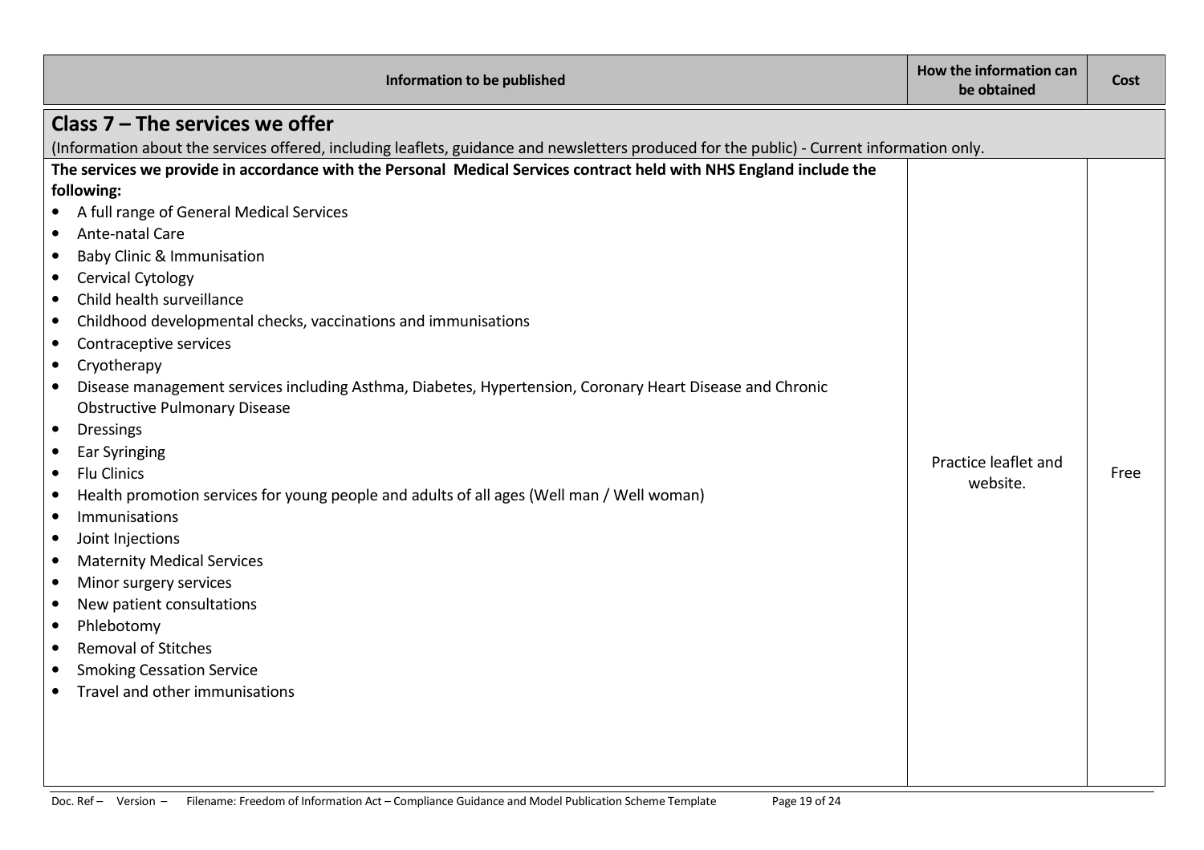| Information to be published | How the information can be obtained | Cost |
|---|---|---|
| **Class 7 – The services we offer** (Information about the services offered, including leaflets, guidance and newsletters produced for the public) - Current information only. | | |
| **The services we provide in accordance with the Personal Medical Services contract held with NHS England include the following:**<br>• A full range of General Medical Services<br>• Ante-natal Care<br>• Baby Clinic & Immunisation<br>• Cervical Cytology<br>• Child health surveillance<br>• Childhood developmental checks, vaccinations and immunisations<br>• Contraceptive services<br>• Cryotherapy<br>• Disease management services including Asthma, Diabetes, Hypertension, Coronary Heart Disease and Chronic Obstructive Pulmonary Disease<br>• Dressings<br>• Ear Syringing<br>• Flu Clinics<br>• Health promotion services for young people and adults of all ages (Well man / Well woman)<br>• Immunisations<br>• Joint Injections<br>• Maternity Medical Services<br>• Minor surgery services<br>• New patient consultations<br>• Phlebotomy<br>• Removal of Stitches<br>• Smoking Cessation Service<br>• Travel and other immunisations | Practice leaflet and website. | Free |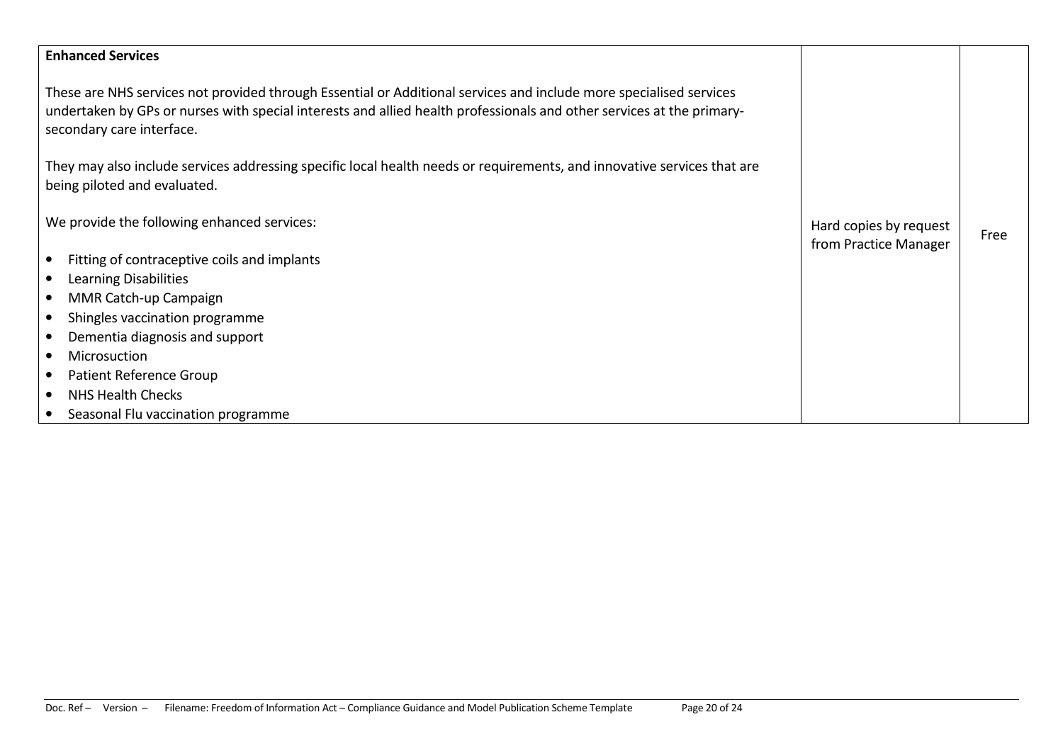| **Enhanced Services**<br><br>These are NHS services not provided through Essential or Additional services and include more specialised services undertaken by GPs or nurses with special interests and allied health professionals and other services at the primary-secondary care interface.<br><br>They may also include services addressing specific local health needs or requirements, and innovative services that are being piloted and evaluated.<br><br>We provide the following enhanced services:<br><br>• Fitting of contraceptive coils and implants<br>• Learning Disabilities<br>• MMR Catch-up Campaign<br>• Shingles vaccination programme<br>• Dementia diagnosis and support<br>• Microsuction<br>• Patient Reference Group<br>• NHS Health Checks<br>• Seasonal Flu vaccination programme | Hard copies by request from Practice Manager | Free |
|---|---|---|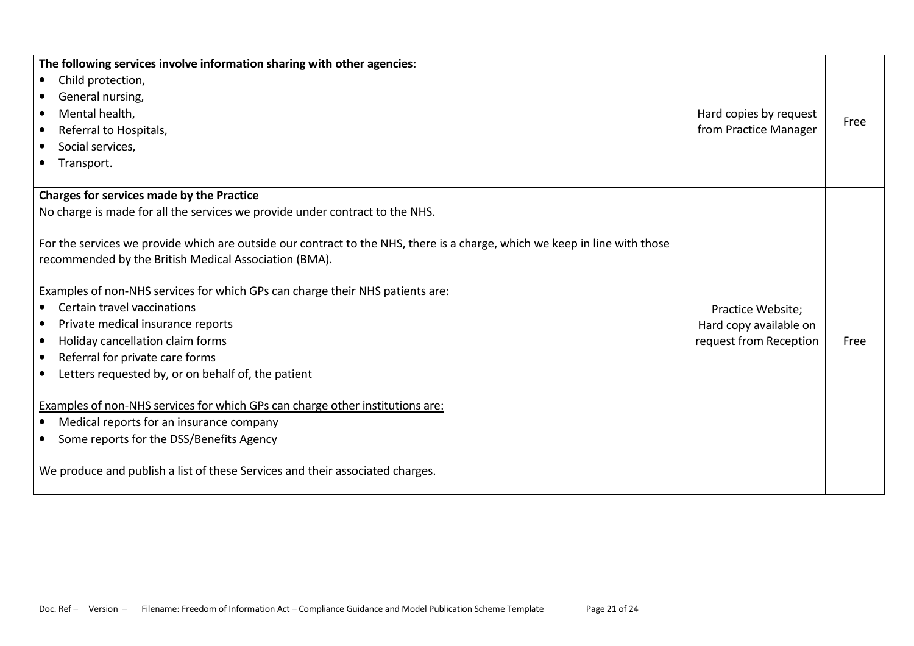| | | |
|---|---|---|
| **The following services involve information sharing with other agencies:**<br>• Child protection,<br>• General nursing,<br>• Mental health,<br>• Referral to Hospitals,<br>• Social services,<br>• Transport. | Hard copies by request from Practice Manager | Free |
| **Charges for services made by the Practice**<br>No charge is made for all the services we provide under contract to the NHS.<br><br>For the services we provide which are outside our contract to the NHS, there is a charge, which we keep in line with those recommended by the British Medical Association (BMA).<br><br><u>Examples of non-NHS services for which GPs can charge their NHS patients are:</u><br>• Certain travel vaccinations<br>• Private medical insurance reports<br>• Holiday cancellation claim forms<br>• Referral for private care forms<br>• Letters requested by, or on behalf of, the patient<br><br><u>Examples of non-NHS services for which GPs can charge other institutions are:</u><br>• Medical reports for an insurance company<br>• Some reports for the DSS/Benefits Agency<br><br>We produce and publish a list of these Services and their associated charges. | Practice Website;<br>Hard copy available on request from Reception | Free |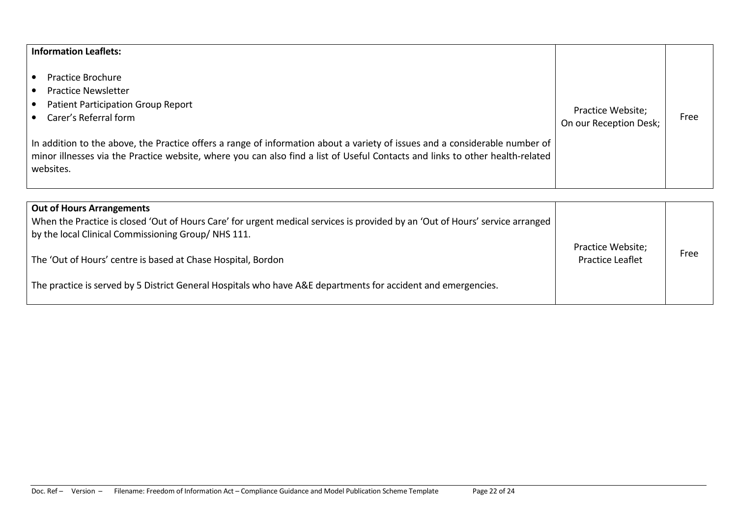| **Information Leaflets:**<br><br>• Practice Brochure<br>• Practice Newsletter<br>• Patient Participation Group Report<br>• Carer's Referral form<br><br>In addition to the above, the Practice offers a range of information about a variety of issues and a considerable number of minor illnesses via the Practice website, where you can also find a list of Useful Contacts and links to other health-related websites. | Practice Website;<br>On our Reception Desk; | Free |
|---|---|---|

| **Out of Hours Arrangements**<br>When the Practice is closed 'Out of Hours Care' for urgent medical services is provided by an 'Out of Hours' service arranged by the local Clinical Commissioning Group/ NHS 111.<br><br>The 'Out of Hours' centre is based at Chase Hospital, Bordon<br><br>The practice is served by 5 District General Hospitals who have A&E departments for accident and emergencies. | Practice Website;<br>Practice Leaflet | Free |
|---|---|---|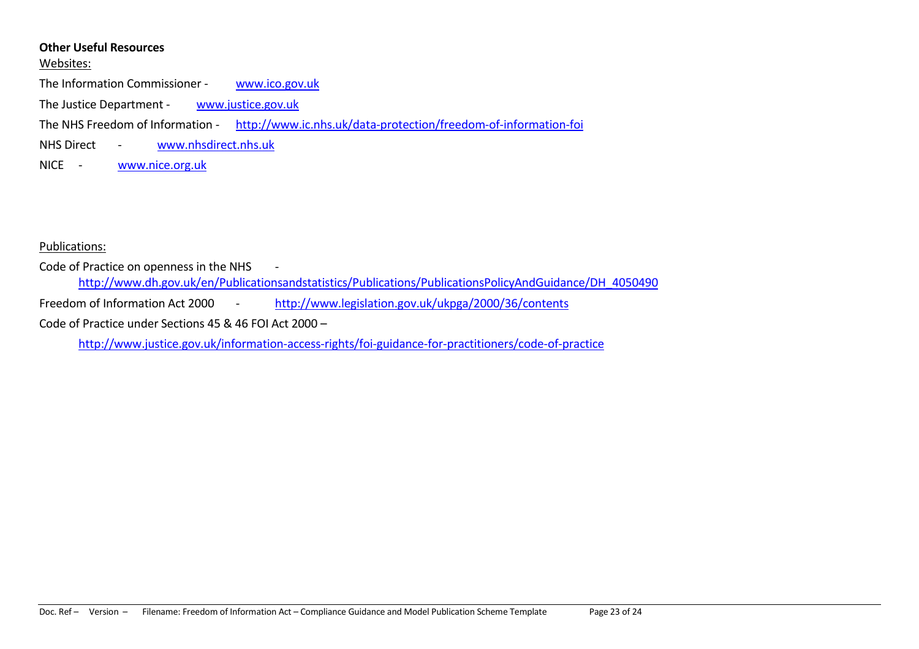**Other Useful Resources**

Websites:

The Information Commissioner - www.ico.gov.uk

The Justice Department - www.justice.gov.uk

The NHS Freedom of Information - http://www.ic.nhs.uk/data-protection/freedom-of-information-foi

NHS Direct - www.nhsdirect.nhs.uk

NICE - www.nice.org.uk

Publications:

Code of Practice on openness in the NHS - http://www.dh.gov.uk/en/Publicationsandstatistics/Publications/PublicationsPolicyAndGuidance/DH_4050490

Freedom of Information Act 2000 - http://www.legislation.gov.uk/ukpga/2000/36/contents

Code of Practice under Sections 45 & 46 FOI Act 2000 –

http://www.justice.gov.uk/information-access-rights/foi-guidance-for-practitioners/code-of-practice